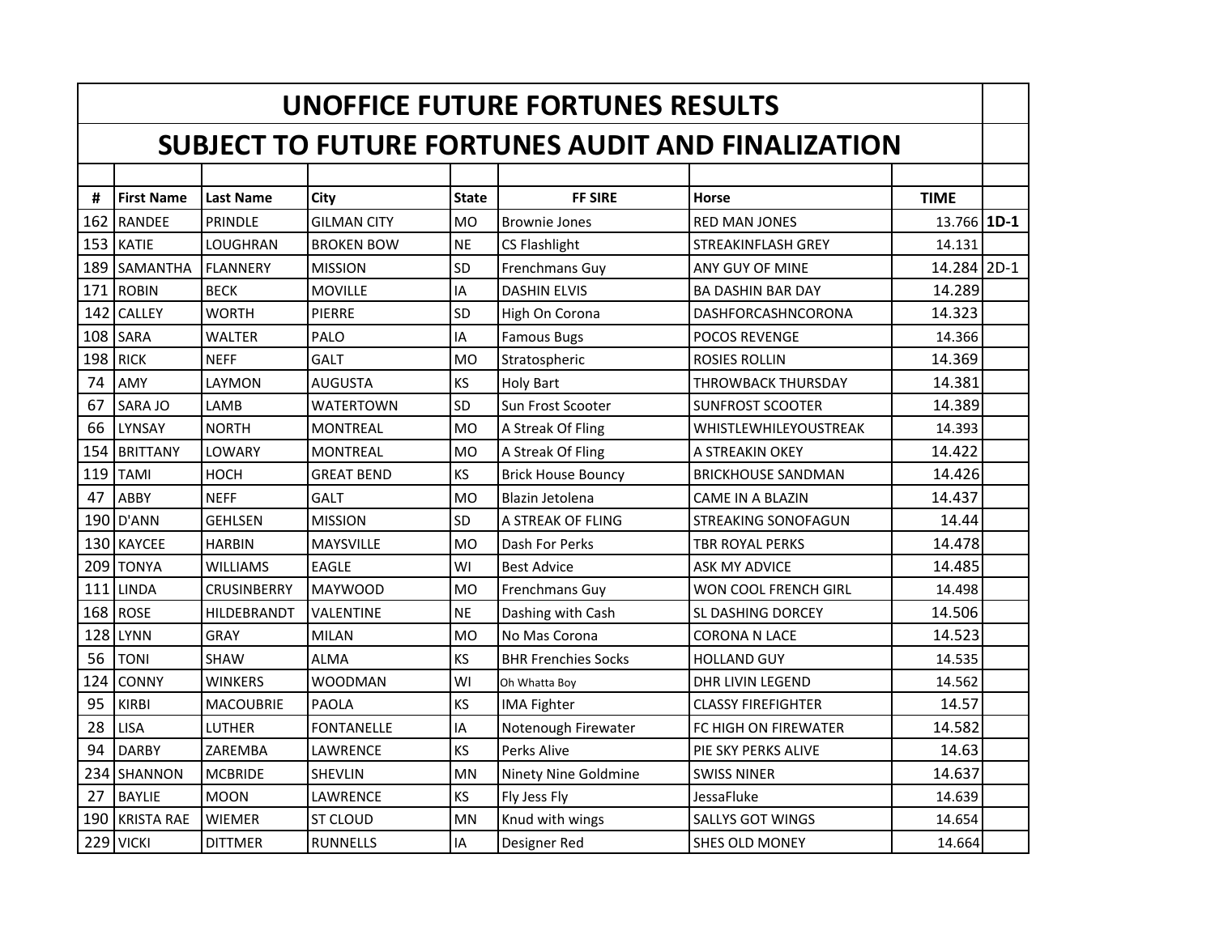# UNOFFICE FUTURE FORTUNES RESULTS

## SUBJECT TO FUTURE FORTUNES AUDIT AND FINALIZATION

| # | First Name | Last Name | City | State | FF SIRE | Horse | TIME | |
|---|---|---|---|---|---|---|---|---|
| 162 | RANDEE | PRINDLE | GILMAN CITY | MO | Brownie Jones | RED MAN JONES | 13.766 | **1D-1** |
| 153 | KATIE | LOUGHRAN | BROKEN BOW | NE | CS Flashlight | STREAKINFLASH GREY | 14.131 | |
| 189 | SAMANTHA | FLANNERY | MISSION | SD | Frenchmans Guy | ANY GUY OF MINE | 14.284 | 2D-1 |
| 171 | ROBIN | BECK | MOVILLE | IA | DASHIN ELVIS | BA DASHIN BAR DAY | 14.289 | |
| 142 | CALLEY | WORTH | PIERRE | SD | High On Corona | DASHFORCASHNCORONA | 14.323 | |
| 108 | SARA | WALTER | PALO | IA | Famous Bugs | POCOS REVENGE | 14.366 | |
| 198 | RICK | NEFF | GALT | MO | Stratospheric | ROSIES ROLLIN | 14.369 | |
| 74 | AMY | LAYMON | AUGUSTA | KS | Holy Bart | THROWBACK THURSDAY | 14.381 | |
| 67 | SARA JO | LAMB | WATERTOWN | SD | Sun Frost Scooter | SUNFROST SCOOTER | 14.389 | |
| 66 | LYNSAY | NORTH | MONTREAL | MO | A Streak Of Fling | WHISTLEWHILEYOUSTREAK | 14.393 | |
| 154 | BRITTANY | LOWARY | MONTREAL | MO | A Streak Of Fling | A STREAKIN OKEY | 14.422 | |
| 119 | TAMI | HOCH | GREAT BEND | KS | Brick House Bouncy | BRICKHOUSE SANDMAN | 14.426 | |
| 47 | ABBY | NEFF | GALT | MO | Blazin Jetolena | CAME IN A BLAZIN | 14.437 | |
| 190 | D'ANN | GEHLSEN | MISSION | SD | A STREAK OF FLING | STREAKING SONOFAGUN | 14.44 | |
| 130 | KAYCEE | HARBIN | MAYSVILLE | MO | Dash For Perks | TBR ROYAL PERKS | 14.478 | |
| 209 | TONYA | WILLIAMS | EAGLE | WI | Best Advice | ASK MY ADVICE | 14.485 | |
| 111 | LINDA | CRUSINBERRY | MAYWOOD | MO | Frenchmans Guy | WON COOL FRENCH GIRL | 14.498 | |
| 168 | ROSE | HILDEBRANDT | VALENTINE | NE | Dashing with Cash | SL DASHING DORCEY | 14.506 | |
| 128 | LYNN | GRAY | MILAN | MO | No Mas Corona | CORONA N LACE | 14.523 | |
| 56 | TONI | SHAW | ALMA | KS | BHR Frenchies Socks | HOLLAND GUY | 14.535 | |
| 124 | CONNY | WINKERS | WOODMAN | WI | Oh Whatta Boy | DHR LIVIN LEGEND | 14.562 | |
| 95 | KIRBI | MACOUBRIE | PAOLA | KS | IMA Fighter | CLASSY FIREFIGHTER | 14.57 | |
| 28 | LISA | LUTHER | FONTANELLE | IA | Notenough Firewater | FC HIGH ON FIREWATER | 14.582 | |
| 94 | DARBY | ZAREMBA | LAWRENCE | KS | Perks Alive | PIE SKY PERKS ALIVE | 14.63 | |
| 234 | SHANNON | MCBRIDE | SHEVLIN | MN | Ninety Nine Goldmine | SWISS NINER | 14.637 | |
| 27 | BAYLIE | MOON | LAWRENCE | KS | Fly Jess Fly | JessaFluke | 14.639 | |
| 190 | KRISTA RAE | WIEMER | ST CLOUD | MN | Knud with wings | SALLYS GOT WINGS | 14.654 | |
| 229 | VICKI | DITTMER | RUNNELLS | IA | Designer Red | SHES OLD MONEY | 14.664 | |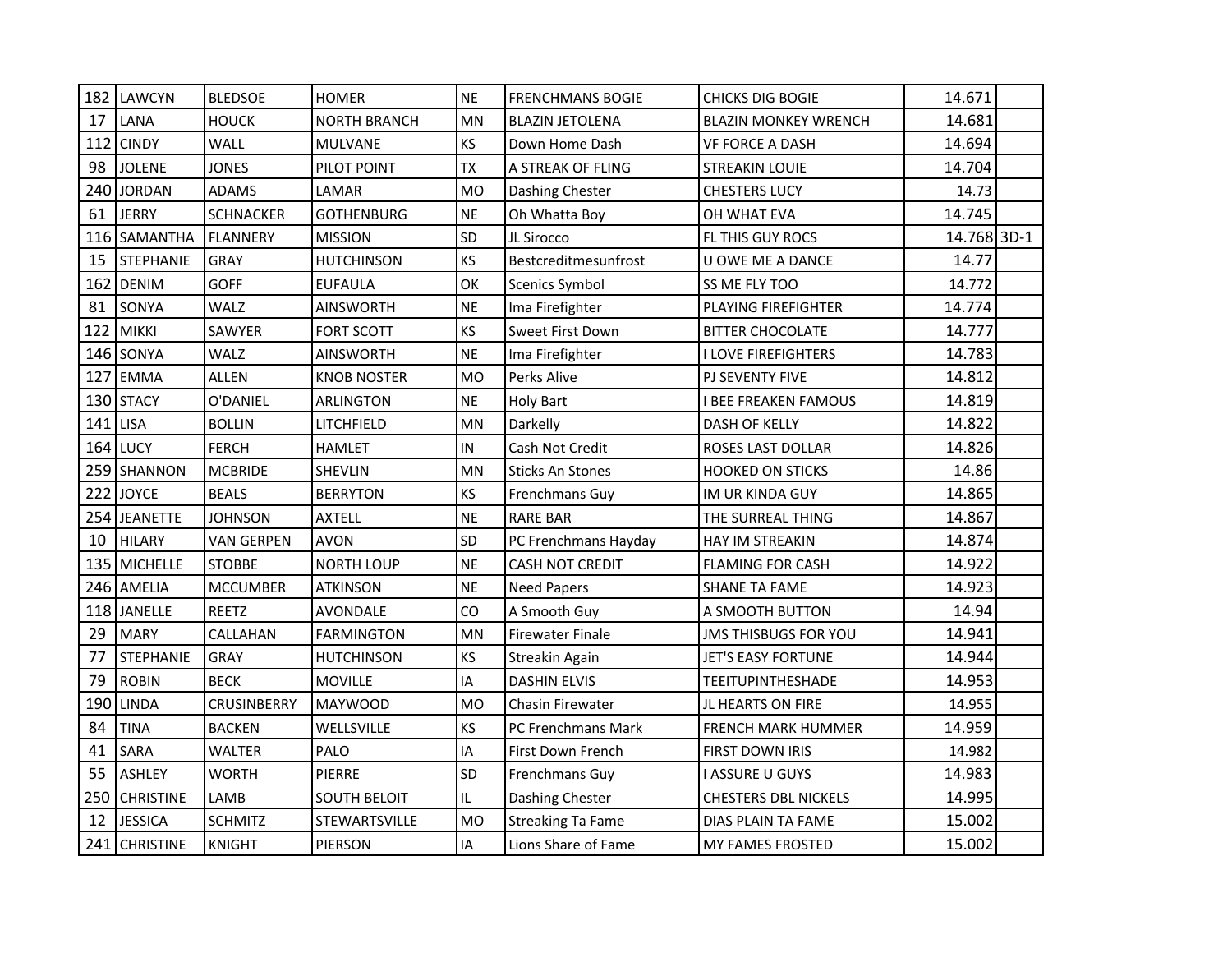| | | | | | | | | |
|---|---|---|---|---|---|---|---|---|
| 182 | LAWCYN | BLEDSOE | HOMER | NE | FRENCHMANS BOGIE | CHICKS DIG BOGIE | 14.671 | |
| 17 | LANA | HOUCK | NORTH BRANCH | MN | BLAZIN JETOLENA | BLAZIN MONKEY WRENCH | 14.681 | |
| 112 | CINDY | WALL | MULVANE | KS | Down Home Dash | VF FORCE A DASH | 14.694 | |
| 98 | JOLENE | JONES | PILOT POINT | TX | A STREAK OF FLING | STREAKIN LOUIE | 14.704 | |
| 240 | JORDAN | ADAMS | LAMAR | MO | Dashing Chester | CHESTERS LUCY | 14.73 | |
| 61 | JERRY | SCHNACKER | GOTHENBURG | NE | Oh Whatta Boy | OH WHAT EVA | 14.745 | |
| 116 | SAMANTHA | FLANNERY | MISSION | SD | JL Sirocco | FL THIS GUY ROCS | 14.768 | 3D-1 |
| 15 | STEPHANIE | GRAY | HUTCHINSON | KS | Bestcreditmesunfrost | U OWE ME A DANCE | 14.77 | |
| 162 | DENIM | GOFF | EUFAULA | OK | Scenics Symbol | SS ME FLY TOO | 14.772 | |
| 81 | SONYA | WALZ | AINSWORTH | NE | Ima Firefighter | PLAYING FIREFIGHTER | 14.774 | |
| 122 | MIKKI | SAWYER | FORT SCOTT | KS | Sweet First Down | BITTER CHOCOLATE | 14.777 | |
| 146 | SONYA | WALZ | AINSWORTH | NE | Ima Firefighter | I LOVE FIREFIGHTERS | 14.783 | |
| 127 | EMMA | ALLEN | KNOB NOSTER | MO | Perks Alive | PJ SEVENTY FIVE | 14.812 | |
| 130 | STACY | O'DANIEL | ARLINGTON | NE | Holy Bart | I BEE FREAKEN FAMOUS | 14.819 | |
| 141 | LISA | BOLLIN | LITCHFIELD | MN | Darkelly | DASH OF KELLY | 14.822 | |
| 164 | LUCY | FERCH | HAMLET | IN | Cash Not Credit | ROSES LAST DOLLAR | 14.826 | |
| 259 | SHANNON | MCBRIDE | SHEVLIN | MN | Sticks An Stones | HOOKED ON STICKS | 14.86 | |
| 222 | JOYCE | BEALS | BERRYTON | KS | Frenchmans Guy | IM UR KINDA GUY | 14.865 | |
| 254 | JEANETTE | JOHNSON | AXTELL | NE | RARE BAR | THE SURREAL THING | 14.867 | |
| 10 | HILARY | VAN GERPEN | AVON | SD | PC Frenchmans Hayday | HAY IM STREAKIN | 14.874 | |
| 135 | MICHELLE | STOBBE | NORTH LOUP | NE | CASH NOT CREDIT | FLAMING FOR CASH | 14.922 | |
| 246 | AMELIA | MCCUMBER | ATKINSON | NE | Need Papers | SHANE TA FAME | 14.923 | |
| 118 | JANELLE | REETZ | AVONDALE | CO | A Smooth Guy | A SMOOTH BUTTON | 14.94 | |
| 29 | MARY | CALLAHAN | FARMINGTON | MN | Firewater Finale | JMS THISBUGS FOR YOU | 14.941 | |
| 77 | STEPHANIE | GRAY | HUTCHINSON | KS | Streakin Again | JET'S EASY FORTUNE | 14.944 | |
| 79 | ROBIN | BECK | MOVILLE | IA | DASHIN ELVIS | TEEITUPINTHESHADE | 14.953 | |
| 190 | LINDA | CRUSINBERRY | MAYWOOD | MO | Chasin Firewater | JL HEARTS ON FIRE | 14.955 | |
| 84 | TINA | BACKEN | WELLSVILLE | KS | PC Frenchmans Mark | FRENCH MARK HUMMER | 14.959 | |
| 41 | SARA | WALTER | PALO | IA | First Down French | FIRST DOWN IRIS | 14.982 | |
| 55 | ASHLEY | WORTH | PIERRE | SD | Frenchmans Guy | I ASSURE U GUYS | 14.983 | |
| 250 | CHRISTINE | LAMB | SOUTH BELOIT | IL | Dashing Chester | CHESTERS DBL NICKELS | 14.995 | |
| 12 | JESSICA | SCHMITZ | STEWARTSVILLE | MO | Streaking Ta Fame | DIAS PLAIN TA FAME | 15.002 | |
| 241 | CHRISTINE | KNIGHT | PIERSON | IA | Lions Share of Fame | MY FAMES FROSTED | 15.002 | |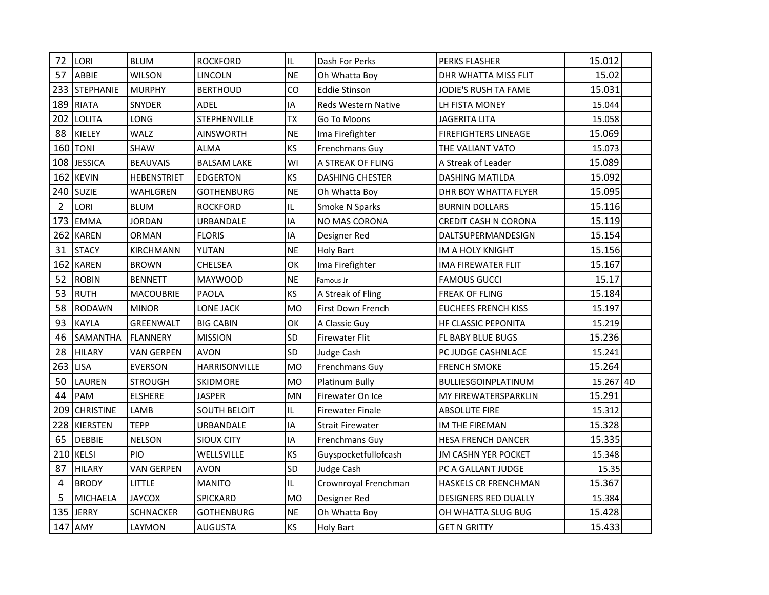| | | | | | | | | |
|---|---|---|---|---|---|---|---|---|
| 72 | LORI | BLUM | ROCKFORD | IL | Dash For Perks | PERKS FLASHER | 15.012 | |
| 57 | ABBIE | WILSON | LINCOLN | NE | Oh Whatta Boy | DHR WHATTA MISS FLIT | 15.02 | |
| 233 | STEPHANIE | MURPHY | BERTHOUD | CO | Eddie Stinson | JODIE'S RUSH TA FAME | 15.031 | |
| 189 | RIATA | SNYDER | ADEL | IA | Reds Western Native | LH FISTA MONEY | 15.044 | |
| 202 | LOLITA | LONG | STEPHENVILLE | TX | Go To Moons | JAGERITA LITA | 15.058 | |
| 88 | KIELEY | WALZ | AINSWORTH | NE | Ima Firefighter | FIREFIGHTERS LINEAGE | 15.069 | |
| 160 | TONI | SHAW | ALMA | KS | Frenchmans Guy | THE VALIANT VATO | 15.073 | |
| 108 | JESSICA | BEAUVAIS | BALSAM LAKE | WI | A STREAK OF FLING | A Streak of Leader | 15.089 | |
| 162 | KEVIN | HEBENSTRIET | EDGERTON | KS | DASHING CHESTER | DASHING MATILDA | 15.092 | |
| 240 | SUZIE | WAHLGREN | GOTHENBURG | NE | Oh Whatta Boy | DHR BOY WHATTA FLYER | 15.095 | |
| 2 | LORI | BLUM | ROCKFORD | IL | Smoke N Sparks | BURNIN DOLLARS | 15.116 | |
| 173 | EMMA | JORDAN | URBANDALE | IA | NO MAS CORONA | CREDIT CASH N CORONA | 15.119 | |
| 262 | KAREN | ORMAN | FLORIS | IA | Designer Red | DALTSUPERMANDESIGN | 15.154 | |
| 31 | STACY | KIRCHMANN | YUTAN | NE | Holy Bart | IM A HOLY KNIGHT | 15.156 | |
| 162 | KAREN | BROWN | CHELSEA | OK | Ima Firefighter | IMA FIREWATER FLIT | 15.167 | |
| 52 | ROBIN | BENNETT | MAYWOOD | NE | Famous Jr | FAMOUS GUCCI | 15.17 | |
| 53 | RUTH | MACOUBRIE | PAOLA | KS | A Streak of Fling | FREAK OF FLING | 15.184 | |
| 58 | RODAWN | MINOR | LONE JACK | MO | First Down French | EUCHEES FRENCH KISS | 15.197 | |
| 93 | KAYLA | GREENWALT | BIG CABIN | OK | A Classic Guy | HF CLASSIC PEPONITA | 15.219 | |
| 46 | SAMANTHA | FLANNERY | MISSION | SD | Firewater Flit | FL BABY BLUE BUGS | 15.236 | |
| 28 | HILARY | VAN GERPEN | AVON | SD | Judge Cash | PC JUDGE CASHNLACE | 15.241 | |
| 263 | LISA | EVERSON | HARRISONVILLE | MO | Frenchmans Guy | FRENCH SMOKE | 15.264 | |
| 50 | LAUREN | STROUGH | SKIDMORE | MO | Platinum Bully | BULLIESGOINPLATINUM | 15.267 | 4D |
| 44 | PAM | ELSHERE | JASPER | MN | Firewater On Ice | MY FIREWATERSPARKLIN | 15.291 | |
| 209 | CHRISTINE | LAMB | SOUTH BELOIT | IL | Firewater Finale | ABSOLUTE FIRE | 15.312 | |
| 228 | KIERSTEN | TEPP | URBANDALE | IA | Strait Firewater | IM THE FIREMAN | 15.328 | |
| 65 | DEBBIE | NELSON | SIOUX CITY | IA | Frenchmans Guy | HESA FRENCH DANCER | 15.335 | |
| 210 | KELSI | PIO | WELLSVILLE | KS | Guyspocketfullofcash | JM CASHN YER POCKET | 15.348 | |
| 87 | HILARY | VAN GERPEN | AVON | SD | Judge Cash | PC A GALLANT JUDGE | 15.35 | |
| 4 | BRODY | LITTLE | MANITO | IL | Crownroyal Frenchman | HASKELS CR FRENCHMAN | 15.367 | |
| 5 | MICHAELA | JAYCOX | SPICKARD | MO | Designer Red | DESIGNERS RED DUALLY | 15.384 | |
| 135 | JERRY | SCHNACKER | GOTHENBURG | NE | Oh Whatta Boy | OH WHATTA SLUG BUG | 15.428 | |
| 147 | AMY | LAYMON | AUGUSTA | KS | Holy Bart | GET N GRITTY | 15.433 | |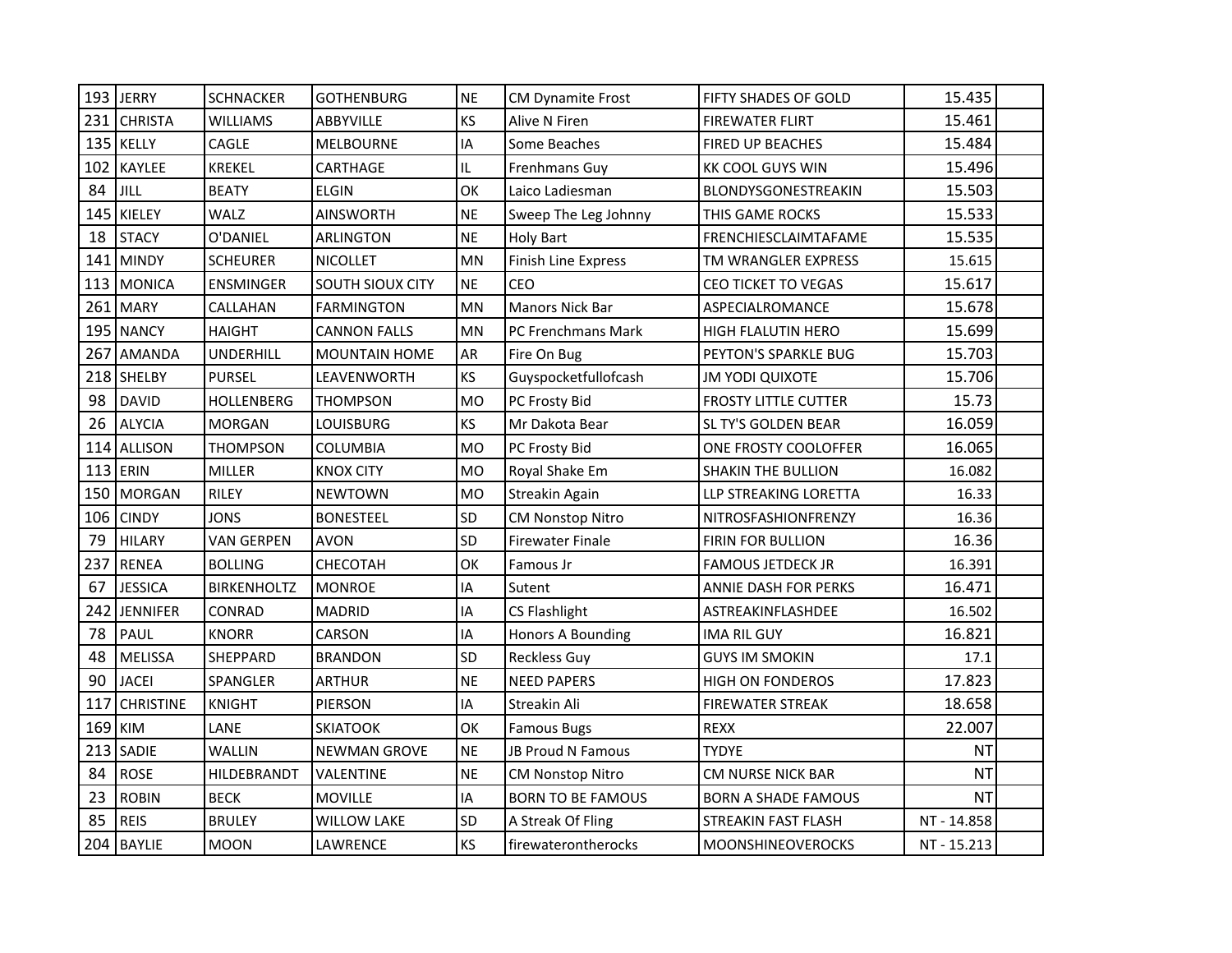| | | | | | | | | |
|---|---|---|---|---|---|---|---|---|
| 193 | JERRY | SCHNACKER | GOTHENBURG | NE | CM Dynamite Frost | FIFTY SHADES OF GOLD | 15.435 | |
| 231 | CHRISTA | WILLIAMS | ABBYVILLE | KS | Alive N Firen | FIREWATER FLIRT | 15.461 | |
| 135 | KELLY | CAGLE | MELBOURNE | IA | Some Beaches | FIRED UP BEACHES | 15.484 | |
| 102 | KAYLEE | KREKEL | CARTHAGE | IL | Frenhmans Guy | KK COOL GUYS WIN | 15.496 | |
| 84 | JILL | BEATY | ELGIN | OK | Laico Ladiesman | BLONDYSGONESTREAKIN | 15.503 | |
| 145 | KIELEY | WALZ | AINSWORTH | NE | Sweep The Leg Johnny | THIS GAME ROCKS | 15.533 | |
| 18 | STACY | O'DANIEL | ARLINGTON | NE | Holy Bart | FRENCHIESCLAIMTAFAME | 15.535 | |
| 141 | MINDY | SCHEURER | NICOLLET | MN | Finish Line Express | TM WRANGLER EXPRESS | 15.615 | |
| 113 | MONICA | ENSMINGER | SOUTH SIOUX CITY | NE | CEO | CEO TICKET TO VEGAS | 15.617 | |
| 261 | MARY | CALLAHAN | FARMINGTON | MN | Manors Nick Bar | ASPECIALROMANCE | 15.678 | |
| 195 | NANCY | HAIGHT | CANNON FALLS | MN | PC Frenchmans Mark | HIGH FLALUTIN HERO | 15.699 | |
| 267 | AMANDA | UNDERHILL | MOUNTAIN HOME | AR | Fire On Bug | PEYTON'S SPARKLE BUG | 15.703 | |
| 218 | SHELBY | PURSEL | LEAVENWORTH | KS | Guyspocketfullofcash | JM YODI QUIXOTE | 15.706 | |
| 98 | DAVID | HOLLENBERG | THOMPSON | MO | PC Frosty Bid | FROSTY LITTLE CUTTER | 15.73 | |
| 26 | ALYCIA | MORGAN | LOUISBURG | KS | Mr Dakota Bear | SL TY'S GOLDEN BEAR | 16.059 | |
| 114 | ALLISON | THOMPSON | COLUMBIA | MO | PC Frosty Bid | ONE FROSTY COOLOFFER | 16.065 | |
| 113 | ERIN | MILLER | KNOX CITY | MO | Royal Shake Em | SHAKIN THE BULLION | 16.082 | |
| 150 | MORGAN | RILEY | NEWTOWN | MO | Streakin Again | LLP STREAKING LORETTA | 16.33 | |
| 106 | CINDY | JONS | BONESTEEL | SD | CM Nonstop Nitro | NITROSFASHIONFRENZY | 16.36 | |
| 79 | HILARY | VAN GERPEN | AVON | SD | Firewater Finale | FIRIN FOR BULLION | 16.36 | |
| 237 | RENEA | BOLLING | CHECOTAH | OK | Famous Jr | FAMOUS JETDECK JR | 16.391 | |
| 67 | JESSICA | BIRKENHOLTZ | MONROE | IA | Sutent | ANNIE DASH FOR PERKS | 16.471 | |
| 242 | JENNIFER | CONRAD | MADRID | IA | CS Flashlight | ASTREAKINFLASHDEE | 16.502 | |
| 78 | PAUL | KNORR | CARSON | IA | Honors A Bounding | IMA RIL GUY | 16.821 | |
| 48 | MELISSA | SHEPPARD | BRANDON | SD | Reckless Guy | GUYS IM SMOKIN | 17.1 | |
| 90 | JACEI | SPANGLER | ARTHUR | NE | NEED PAPERS | HIGH ON FONDEROS | 17.823 | |
| 117 | CHRISTINE | KNIGHT | PIERSON | IA | Streakin Ali | FIREWATER STREAK | 18.658 | |
| 169 | KIM | LANE | SKIATOOK | OK | Famous Bugs | REXX | 22.007 | |
| 213 | SADIE | WALLIN | NEWMAN GROVE | NE | JB Proud N Famous | TYDYE | NT | |
| 84 | ROSE | HILDEBRANDT | VALENTINE | NE | CM Nonstop Nitro | CM NURSE NICK BAR | NT | |
| 23 | ROBIN | BECK | MOVILLE | IA | BORN TO BE FAMOUS | BORN A SHADE FAMOUS | NT | |
| 85 | REIS | BRULEY | WILLOW LAKE | SD | A Streak Of Fling | STREAKIN FAST FLASH | NT - 14.858 | |
| 204 | BAYLIE | MOON | LAWRENCE | KS | firewaterontherocks | MOONSHINEOVEROCKS | NT - 15.213 | |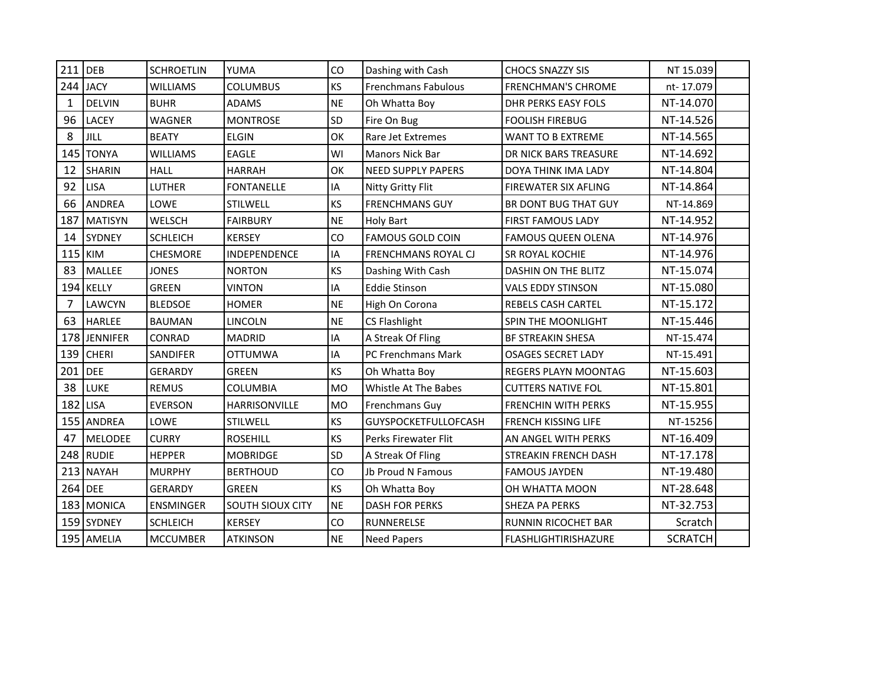| | | | | | | | | |
|---|---|---|---|---|---|---|---|---|
| 211 | DEB | SCHROETLIN | YUMA | CO | Dashing with Cash | CHOCS SNAZZY SIS | NT 15.039 | |
| 244 | JACY | WILLIAMS | COLUMBUS | KS | Frenchmans Fabulous | FRENCHMAN'S CHROME | nt- 17.079 | |
| 1 | DELVIN | BUHR | ADAMS | NE | Oh Whatta Boy | DHR PERKS EASY FOLS | NT-14.070 | |
| 96 | LACEY | WAGNER | MONTROSE | SD | Fire On Bug | FOOLISH FIREBUG | NT-14.526 | |
| 8 | JILL | BEATY | ELGIN | OK | Rare Jet Extremes | WANT TO B EXTREME | NT-14.565 | |
| 145 | TONYA | WILLIAMS | EAGLE | WI | Manors Nick Bar | DR NICK BARS TREASURE | NT-14.692 | |
| 12 | SHARIN | HALL | HARRAH | OK | NEED SUPPLY PAPERS | DOYA THINK IMA LADY | NT-14.804 | |
| 92 | LISA | LUTHER | FONTANELLE | IA | Nitty Gritty Flit | FIREWATER SIX AFLING | NT-14.864 | |
| 66 | ANDREA | LOWE | STILWELL | KS | FRENCHMANS GUY | BR DONT BUG THAT GUY | NT-14.869 | |
| 187 | MATISYN | WELSCH | FAIRBURY | NE | Holy Bart | FIRST FAMOUS LADY | NT-14.952 | |
| 14 | SYDNEY | SCHLEICH | KERSEY | CO | FAMOUS GOLD COIN | FAMOUS QUEEN OLENA | NT-14.976 | |
| 115 | KIM | CHESMORE | INDEPENDENCE | IA | FRENCHMANS ROYAL CJ | SR ROYAL KOCHIE | NT-14.976 | |
| 83 | MALLEE | JONES | NORTON | KS | Dashing With Cash | DASHIN ON THE BLITZ | NT-15.074 | |
| 194 | KELLY | GREEN | VINTON | IA | Eddie Stinson | VALS EDDY STINSON | NT-15.080 | |
| 7 | LAWCYN | BLEDSOE | HOMER | NE | High On Corona | REBELS CASH CARTEL | NT-15.172 | |
| 63 | HARLEE | BAUMAN | LINCOLN | NE | CS Flashlight | SPIN THE MOONLIGHT | NT-15.446 | |
| 178 | JENNIFER | CONRAD | MADRID | IA | A Streak Of Fling | BF STREAKIN SHESA | NT-15.474 | |
| 139 | CHERI | SANDIFER | OTTUMWA | IA | PC Frenchmans Mark | OSAGES SECRET LADY | NT-15.491 | |
| 201 | DEE | GERARDY | GREEN | KS | Oh Whatta Boy | REGERS PLAYN MOONTAG | NT-15.603 | |
| 38 | LUKE | REMUS | COLUMBIA | MO | Whistle At The Babes | CUTTERS NATIVE FOL | NT-15.801 | |
| 182 | LISA | EVERSON | HARRISONVILLE | MO | Frenchmans Guy | FRENCHIN WITH PERKS | NT-15.955 | |
| 155 | ANDREA | LOWE | STILWELL | KS | GUYSPOCKETFULLOFCASH | FRENCH KISSING LIFE | NT-15256 | |
| 47 | MELODEE | CURRY | ROSEHILL | KS | Perks Firewater Flit | AN ANGEL WITH PERKS | NT-16.409 | |
| 248 | RUDIE | HEPPER | MOBRIDGE | SD | A Streak Of Fling | STREAKIN FRENCH DASH | NT-17.178 | |
| 213 | NAYAH | MURPHY | BERTHOUD | CO | Jb Proud N Famous | FAMOUS JAYDEN | NT-19.480 | |
| 264 | DEE | GERARDY | GREEN | KS | Oh Whatta Boy | OH WHATTA MOON | NT-28.648 | |
| 183 | MONICA | ENSMINGER | SOUTH SIOUX CITY | NE | DASH FOR PERKS | SHEZA PA PERKS | NT-32.753 | |
| 159 | SYDNEY | SCHLEICH | KERSEY | CO | RUNNERELSE | RUNNIN RICOCHET BAR | Scratch | |
| 195 | AMELIA | MCCUMBER | ATKINSON | NE | Need Papers | FLASHLIGHTIRISHAZURE | SCRATCH | |